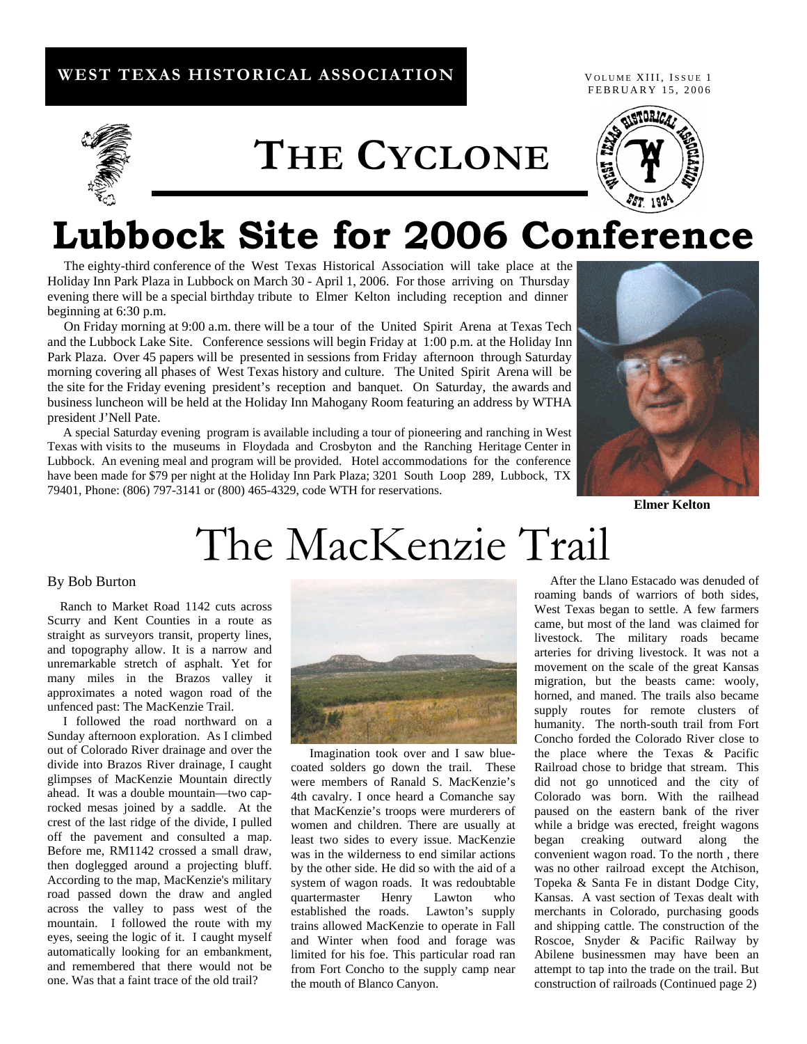**WEST TEXAS HISTORICAL ASSOCIATION**

VOLUME XIII, ISSUE 1
FEBRUARY 15, 2006

# THE CYCLONE

# Lubbock Site for 2006 Conference

The eighty-third conference of the West Texas Historical Association will take place at the Holiday Inn Park Plaza in Lubbock on March 30 - April 1, 2006. For those arriving on Thursday evening there will be a special birthday tribute to Elmer Kelton including reception and dinner beginning at 6:30 p.m.

On Friday morning at 9:00 a.m. there will be a tour of the United Spirit Arena at Texas Tech and the Lubbock Lake Site. Conference sessions will begin Friday at 1:00 p.m. at the Holiday Inn Park Plaza. Over 45 papers will be presented in sessions from Friday afternoon through Saturday morning covering all phases of West Texas history and culture. The United Spirit Arena will be the site for the Friday evening president's reception and banquet. On Saturday, the awards and business luncheon will be held at the Holiday Inn Mahogany Room featuring an address by WTHA president J'Nell Pate.

A special Saturday evening program is available including a tour of pioneering and ranching in West Texas with visits to the museums in Floydada and Crosbyton and the Ranching Heritage Center in Lubbock. An evening meal and program will be provided. Hotel accommodations for the conference have been made for $79 per night at the Holiday Inn Park Plaza; 3201 South Loop 289, Lubbock, TX 79401, Phone: (806) 797-3141 or (800) 465-4329, code WTH for reservations.

**Elmer Kelton**

# The MacKenzie Trail

By Bob Burton

Ranch to Market Road 1142 cuts across Scurry and Kent Counties in a route as straight as surveyors transit, property lines, and topography allow. It is a narrow and unremarkable stretch of asphalt. Yet for many miles in the Brazos valley it approximates a noted wagon road of the unfenced past: The MacKenzie Trail.

I followed the road northward on a Sunday afternoon exploration. As I climbed out of Colorado River drainage and over the divide into Brazos River drainage, I caught glimpses of MacKenzie Mountain directly ahead. It was a double mountain—two caprocked mesas joined by a saddle. At the crest of the last ridge of the divide, I pulled off the pavement and consulted a map. Before me, RM1142 crossed a small draw, then doglegged around a projecting bluff. According to the map, MacKenzie's military road passed down the draw and angled across the valley to pass west of the mountain. I followed the route with my eyes, seeing the logic of it. I caught myself automatically looking for an embankment, and remembered that there would not be one. Was that a faint trace of the old trail?

Imagination took over and I saw blue-coated solders go down the trail. These were members of Ranald S. MacKenzie's 4th cavalry. I once heard a Comanche say that MacKenzie's troops were murderers of women and children. There are usually at least two sides to every issue. MacKenzie was in the wilderness to end similar actions by the other side. He did so with the aid of a system of wagon roads. It was redoubtable quartermaster Henry Lawton who established the roads. Lawton's supply trains allowed MacKenzie to operate in Fall and Winter when food and forage was limited for his foe. This particular road ran from Fort Concho to the supply camp near the mouth of Blanco Canyon.

After the Llano Estacado was denuded of roaming bands of warriors of both sides, West Texas began to settle. A few farmers came, but most of the land was claimed for livestock. The military roads became arteries for driving livestock. It was not a movement on the scale of the great Kansas migration, but the beasts came: wooly, horned, and maned. The trails also became supply routes for remote clusters of humanity. The north-south trail from Fort Concho forded the Colorado River close to the place where the Texas & Pacific Railroad chose to bridge that stream. This did not go unnoticed and the city of Colorado was born. With the railhead paused on the eastern bank of the river while a bridge was erected, freight wagons began creaking outward along the convenient wagon road. To the north , there was no other railroad except the Atchison, Topeka & Santa Fe in distant Dodge City, Kansas. A vast section of Texas dealt with merchants in Colorado, purchasing goods and shipping cattle. The construction of the Roscoe, Snyder & Pacific Railway by Abilene businessmen may have been an attempt to tap into the trade on the trail. But construction of railroads (Continued page 2)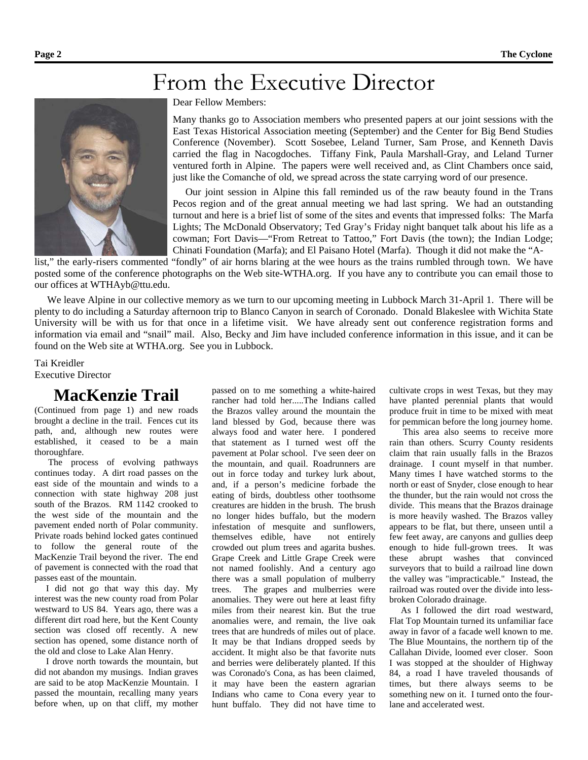# From the Executive Director

Dear Fellow Members:

Many thanks go to Association members who presented papers at our joint sessions with the East Texas Historical Association meeting (September) and the Center for Big Bend Studies Conference (November). Scott Sosebee, Leland Turner, Sam Prose, and Kenneth Davis carried the flag in Nacogdoches. Tiffany Fink, Paula Marshall-Gray, and Leland Turner ventured forth in Alpine. The papers were well received and, as Clint Chambers once said, just like the Comanche of old, we spread across the state carrying word of our presence.

Our joint session in Alpine this fall reminded us of the raw beauty found in the Trans Pecos region and of the great annual meeting we had last spring. We had an outstanding turnout and here is a brief list of some of the sites and events that impressed folks: The Marfa Lights; The McDonald Observatory; Ted Gray's Friday night banquet talk about his life as a cowman; Fort Davis—"From Retreat to Tattoo," Fort Davis (the town); the Indian Lodge; Chinati Foundation (Marfa); and El Paisano Hotel (Marfa). Though it did not make the "A-list," the early-risers commented "fondly" of air horns blaring at the wee hours as the trains rumbled through town. We have posted some of the conference photographs on the Web site-WTHA.org. If you have any to contribute you can email those to our offices at WTHAyb@ttu.edu.

We leave Alpine in our collective memory as we turn to our upcoming meeting in Lubbock March 31-April 1. There will be plenty to do including a Saturday afternoon trip to Blanco Canyon in search of Coronado. Donald Blakeslee with Wichita State University will be with us for that once in a lifetime visit. We have already sent out conference registration forms and information via email and "snail" mail. Also, Becky and Jim have included conference information in this issue, and it can be found on the Web site at WTHA.org. See you in Lubbock.

Tai Kreidler
Executive Director

## MacKenzie Trail

(Continued from page 1) and new roads brought a decline in the trail. Fences cut its path, and, although new routes were established, it ceased to be a main thoroughfare.

The process of evolving pathways continues today. A dirt road passes on the east side of the mountain and winds to a connection with state highway 208 just south of the Brazos. RM 1142 crooked to the west side of the mountain and the pavement ended north of Polar community. Private roads behind locked gates continued to follow the general route of the MacKenzie Trail beyond the river. The end of pavement is connected with the road that passes east of the mountain.

I did not go that way this day. My interest was the new county road from Polar westward to US 84. Years ago, there was a different dirt road here, but the Kent County section was closed off recently. A new section has opened, some distance north of the old and close to Lake Alan Henry.

I drove north towards the mountain, but did not abandon my musings. Indian graves are said to be atop MacKenzie Mountain. I passed the mountain, recalling many years before when, up on that cliff, my mother passed on to me something a white-haired rancher had told her.....The Indians called the Brazos valley around the mountain the land blessed by God, because there was always food and water here. I pondered that statement as I turned west off the pavement at Polar school. I've seen deer on the mountain, and quail. Roadrunners are out in force today and turkey lurk about, and, if a person's medicine forbade the eating of birds, doubtless other toothsome creatures are hidden in the brush. The brush no longer hides buffalo, but the modern infestation of mesquite and sunflowers, themselves edible, have not entirely crowded out plum trees and agarita bushes. Grape Creek and Little Grape Creek were not named foolishly. And a century ago there was a small population of mulberry trees. The grapes and mulberries were anomalies. They were out here at least fifty miles from their nearest kin. But the true anomalies were, and remain, the live oak trees that are hundreds of miles out of place. It may be that Indians dropped seeds by accident. It might also be that favorite nuts and berries were deliberately planted. If this was Coronado's Cona, as has been claimed, it may have been the eastern agrarian Indians who came to Cona every year to hunt buffalo. They did not have time to cultivate crops in west Texas, but they may have planted perennial plants that would produce fruit in time to be mixed with meat for pemmican before the long journey home.

This area also seems to receive more rain than others. Scurry County residents claim that rain usually falls in the Brazos drainage. I count myself in that number. Many times I have watched storms to the north or east of Snyder, close enough to hear the thunder, but the rain would not cross the divide. This means that the Brazos drainage is more heavily washed. The Brazos valley appears to be flat, but there, unseen until a few feet away, are canyons and gullies deep enough to hide full-grown trees. It was these abrupt washes that convinced surveyors that to build a railroad line down the valley was "impracticable." Instead, the railroad was routed over the divide into less-broken Colorado drainage.

As I followed the dirt road westward, Flat Top Mountain turned its unfamiliar face away in favor of a facade well known to me. The Blue Mountains, the northern tip of the Callahan Divide, loomed ever closer. Soon I was stopped at the shoulder of Highway 84, a road I have traveled thousands of times, but there always seems to be something new on it. I turned onto the four-lane and accelerated west.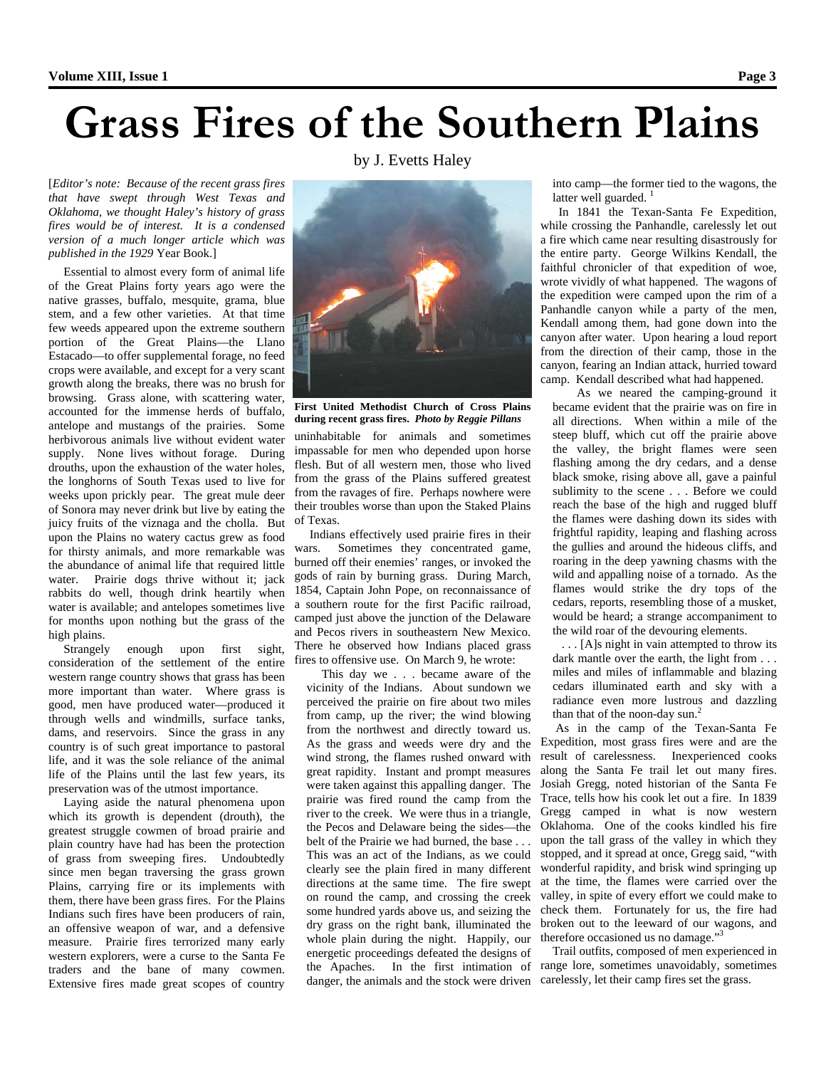# Grass Fires of the Southern Plains

by J. Evetts Haley

[*Editor's note: Because of the recent grass fires that have swept through West Texas and Oklahoma, we thought Haley's history of grass fires would be of interest. It is a condensed version of a much longer article which was published in the 1929* Year Book.]

Essential to almost every form of animal life of the Great Plains forty years ago were the native grasses, buffalo, mesquite, grama, blue stem, and a few other varieties. At that time few weeds appeared upon the extreme southern portion of the Great Plains—the Llano Estacado—to offer supplemental forage, no feed crops were available, and except for a very scant growth along the breaks, there was no brush for browsing. Grass alone, with scattering water, accounted for the immense herds of buffalo, antelope and mustangs of the prairies. Some herbivorous animals live without evident water supply. None lives without forage. During drouths, upon the exhaustion of the water holes, the longhorns of South Texas used to live for weeks upon prickly pear. The great mule deer of Sonora may never drink but live by eating the juicy fruits of the viznaga and the cholla. But upon the Plains no watery cactus grew as food for thirsty animals, and more remarkable was the abundance of animal life that required little water. Prairie dogs thrive without it; jack rabbits do well, though drink heartily when water is available; and antelopes sometimes live for months upon nothing but the grass of the high plains.

Strangely enough upon first sight, consideration of the settlement of the entire western range country shows that grass has been more important than water. Where grass is good, men have produced water—produced it through wells and windmills, surface tanks, dams, and reservoirs. Since the grass in any country is of such great importance to pastoral life, and it was the sole reliance of the animal life of the Plains until the last few years, its preservation was of the utmost importance.

Laying aside the natural phenomena upon which its growth is dependent (drouth), the greatest struggle cowmen of broad prairie and plain country have had has been the protection of grass from sweeping fires. Undoubtedly since men began traversing the grass grown Plains, carrying fire or its implements with them, there have been grass fires. For the Plains Indians such fires have been producers of rain, an offensive weapon of war, and a defensive measure. Prairie fires terrorized many early western explorers, were a curse to the Santa Fe traders and the bane of many cowmen. Extensive fires made great scopes of country uninhabitable for animals and sometimes impassable for men who depended upon horse flesh. But of all western men, those who lived from the grass of the Plains suffered greatest from the ravages of fire. Perhaps nowhere were their troubles worse than upon the Staked Plains of Texas.

**First United Methodist Church of Cross Plains during recent grass fires.** ***Photo by Reggie Pillans***

Indians effectively used prairie fires in their wars. Sometimes they concentrated game, burned off their enemies' ranges, or invoked the gods of rain by burning grass. During March, 1854, Captain John Pope, on reconnaissance of a southern route for the first Pacific railroad, camped just above the junction of the Delaware and Pecos rivers in southeastern New Mexico. There he observed how Indians placed grass fires to offensive use. On March 9, he wrote:

> This day we . . . became aware of the vicinity of the Indians. About sundown we perceived the prairie on fire about two miles from camp, up the river; the wind blowing from the northwest and directly toward us. As the grass and weeds were dry and the wind strong, the flames rushed onward with great rapidity. Instant and prompt measures were taken against this appalling danger. The prairie was fired round the camp from the river to the creek. We were thus in a triangle, the Pecos and Delaware being the sides—the belt of the Prairie we had burned, the base . . . This was an act of the Indians, as we could clearly see the plain fired in many different directions at the same time. The fire swept on round the camp, and crossing the creek some hundred yards above us, and seizing the dry grass on the right bank, illuminated the whole plain during the night. Happily, our energetic proceedings defeated the designs of the Apaches. In the first intimation of danger, the animals and the stock were driven into camp—the former tied to the wagons, the latter well guarded. [1]

In 1841 the Texan-Santa Fe Expedition, while crossing the Panhandle, carelessly let out a fire which came near resulting disastrously for the entire party. George Wilkins Kendall, the faithful chronicler of that expedition of woe, wrote vividly of what happened. The wagons of the expedition were camped upon the rim of a Panhandle canyon while a party of the men, Kendall among them, had gone down into the canyon after water. Upon hearing a loud report from the direction of their camp, those in the canyon, fearing an Indian attack, hurried toward camp. Kendall described what had happened.

> As we neared the camping-ground it became evident that the prairie was on fire in all directions. When within a mile of the steep bluff, which cut off the prairie above the valley, the bright flames were seen flashing among the dry cedars, and a dense black smoke, rising above all, gave a painful sublimity to the scene . . . Before we could reach the base of the high and rugged bluff the flames were dashing down its sides with frightful rapidity, leaping and flashing across the gullies and around the hideous cliffs, and roaring in the deep yawning chasms with the wild and appalling noise of a tornado. As the flames would strike the dry tops of the cedars, reports, resembling those of a musket, would be heard; a strange accompaniment to the wild roar of the devouring elements.
>
> . . . [A]s night in vain attempted to throw its dark mantle over the earth, the light from . . . miles and miles of inflammable and blazing cedars illuminated earth and sky with a radiance even more lustrous and dazzling than that of the noon-day sun.[2]

As in the camp of the Texan-Santa Fe Expedition, most grass fires were and are the result of carelessness. Inexperienced cooks along the Santa Fe trail let out many fires. Josiah Gregg, noted historian of the Santa Fe Trace, tells how his cook let out a fire. In 1839 Gregg camped in what is now western Oklahoma. One of the cooks kindled his fire upon the tall grass of the valley in which they stopped, and it spread at once, Gregg said, "with wonderful rapidity, and brisk wind springing up at the time, the flames were carried over the valley, in spite of every effort we could make to check them. Fortunately for us, the fire had broken out to the leeward of our wagons, and therefore occasioned us no damage."[3]

Trail outfits, composed of men experienced in range lore, sometimes unavoidably, sometimes carelessly, let their camp fires set the grass.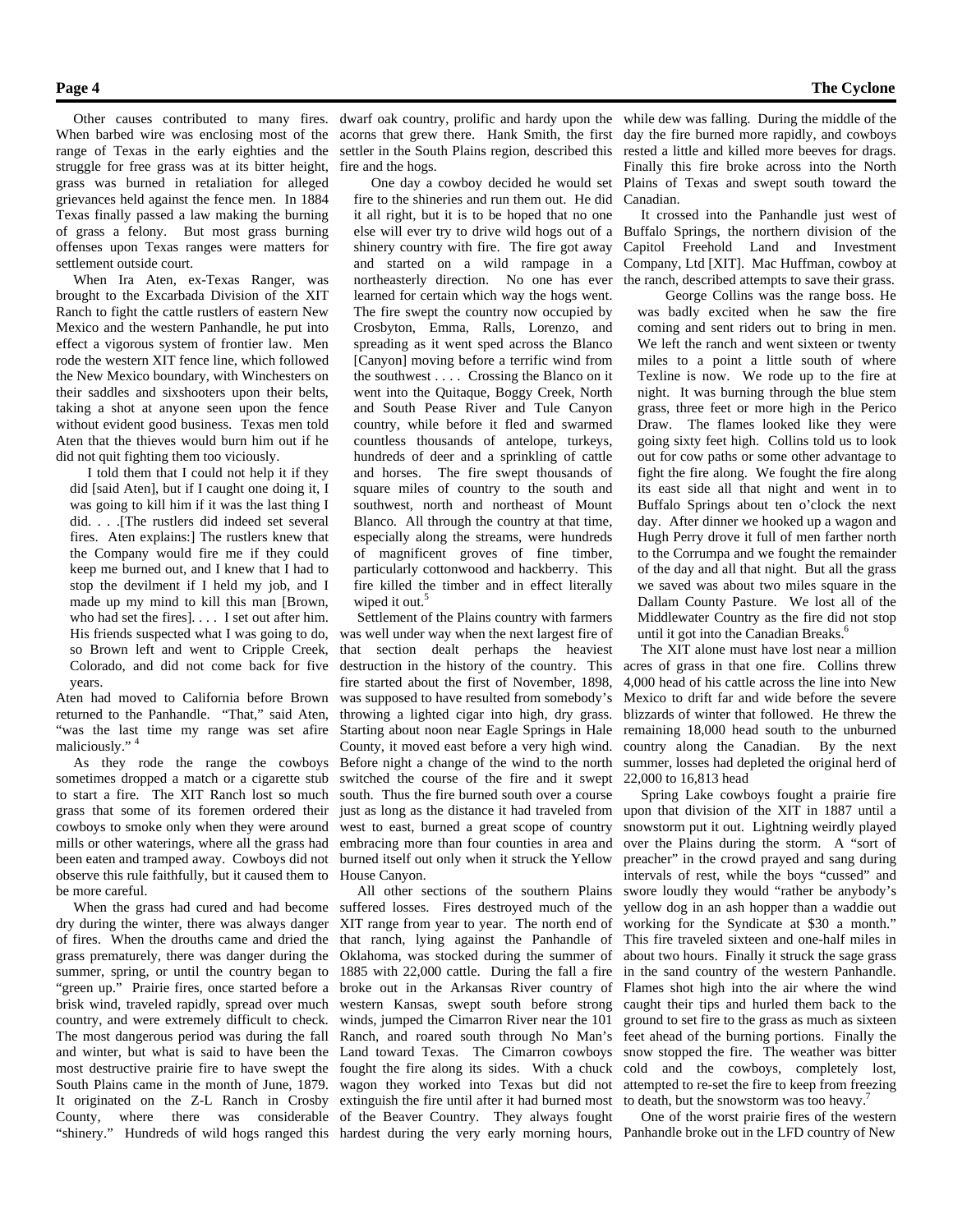Other causes contributed to many fires. When barbed wire was enclosing most of the range of Texas in the early eighties and the struggle for free grass was at its bitter height, grass was burned in retaliation for alleged grievances held against the fence men. In 1884 Texas finally passed a law making the burning of grass a felony. But most grass burning offenses upon Texas ranges were matters for settlement outside court.

When Ira Aten, ex-Texas Ranger, was brought to the Excarbada Division of the XIT Ranch to fight the cattle rustlers of eastern New Mexico and the western Panhandle, he put into effect a vigorous system of frontier law. Men rode the western XIT fence line, which followed the New Mexico boundary, with Winchesters on their saddles and sixshooters upon their belts, taking a shot at anyone seen upon the fence without evident good business. Texas men told Aten that the thieves would burn him out if he did not quit fighting them too viciously.

> I told them that I could not help it if they did [said Aten], but if I caught one doing it, I was going to kill him if it was the last thing I did. . . .[The rustlers did indeed set several fires. Aten explains:] The rustlers knew that the Company would fire me if they could keep me burned out, and I knew that I had to stop the devilment if I held my job, and I made up my mind to kill this man [Brown, who had set the fires]. . . . I set out after him. His friends suspected what I was going to do, so Brown left and went to Cripple Creek, Colorado, and did not come back for five years.

Aten had moved to California before Brown returned to the Panhandle. "That," said Aten, "was the last time my range was set afire maliciously." [4]

As they rode the range the cowboys sometimes dropped a match or a cigarette stub to start a fire. The XIT Ranch lost so much grass that some of its foremen ordered their cowboys to smoke only when they were around mills or other waterings, where all the grass had been eaten and tramped away. Cowboys did not observe this rule faithfully, but it caused them to be more careful.

When the grass had cured and had become dry during the winter, there was always danger of fires. When the drouths came and dried the grass prematurely, there was danger during the summer, spring, or until the country began to "green up." Prairie fires, once started before a brisk wind, traveled rapidly, spread over much country, and were extremely difficult to check. The most dangerous period was during the fall and winter, but what is said to have been the most destructive prairie fire to have swept the South Plains came in the month of June, 1879. It originated on the Z-L Ranch in Crosby County, where there was considerable "shinery." Hundreds of wild hogs ranged this dwarf oak country, prolific and hardy upon the acorns that grew there. Hank Smith, the first settler in the South Plains region, described this fire and the hogs.

> One day a cowboy decided he would set fire to the shineries and run them out. He did it all right, but it is to be hoped that no one else will ever try to drive wild hogs out of a shinery country with fire. The fire got away and started on a wild rampage in a northeasterly direction. No one has ever learned for certain which way the hogs went. The fire swept the country now occupied by Crosbyton, Emma, Ralls, Lorenzo, and spreading as it went sped across the Blanco [Canyon] moving before a terrific wind from the southwest . . . . Crossing the Blanco on it went into the Quitaque, Boggy Creek, North and South Pease River and Tule Canyon country, while before it fled and swarmed countless thousands of antelope, turkeys, hundreds of deer and a sprinkling of cattle and horses. The fire swept thousands of square miles of country to the south and southwest, north and northeast of Mount Blanco. All through the country at that time, especially along the streams, were hundreds of magnificent groves of fine timber, particularly cottonwood and hackberry. This fire killed the timber and in effect literally wiped it out.[5]

Settlement of the Plains country with farmers was well under way when the next largest fire of that section dealt perhaps the heaviest destruction in the history of the country. This fire started about the first of November, 1898, was supposed to have resulted from somebody's throwing a lighted cigar into high, dry grass. Starting about noon near Eagle Springs in Hale County, it moved east before a very high wind. Before night a change of the wind to the north switched the course of the fire and it swept south. Thus the fire burned south over a course just as long as the distance it had traveled from west to east, burned a great scope of country embracing more than four counties in area and burned itself out only when it struck the Yellow House Canyon.

All other sections of the southern Plains suffered losses. Fires destroyed much of the XIT range from year to year. The north end of that ranch, lying against the Panhandle of Oklahoma, was stocked during the summer of 1885 with 22,000 cattle. During the fall a fire broke out in the Arkansas River country of western Kansas, swept south before strong winds, jumped the Cimarron River near the 101 Ranch, and roared south through No Man's Land toward Texas. The Cimarron cowboys fought the fire along its sides. With a chuck wagon they worked into Texas but did not extinguish the fire until after it had burned most of the Beaver Country. They always fought hardest during the very early morning hours, while dew was falling. During the middle of the day the fire burned more rapidly, and cowboys rested a little and killed more beeves for drags. Finally this fire broke across into the North Plains of Texas and swept south toward the Canadian.

It crossed into the Panhandle just west of Buffalo Springs, the northern division of the Capitol Freehold Land and Investment Company, Ltd [XIT]. Mac Huffman, cowboy at the ranch, described attempts to save their grass.

> George Collins was the range boss. He was badly excited when he saw the fire coming and sent riders out to bring in men. We left the ranch and went sixteen or twenty miles to a point a little south of where Texline is now. We rode up to the fire at night. It was burning through the blue stem grass, three feet or more high in the Perico Draw. The flames looked like they were going sixty feet high. Collins told us to look out for cow paths or some other advantage to fight the fire along. We fought the fire along its east side all that night and went in to Buffalo Springs about ten o'clock the next day. After dinner we hooked up a wagon and Hugh Perry drove it full of men farther north to the Corrumpa and we fought the remainder of the day and all that night. But all the grass we saved was about two miles square in the Dallam County Pasture. We lost all of the Middlewater Country as the fire did not stop until it got into the Canadian Breaks.[6]

The XIT alone must have lost near a million acres of grass in that one fire. Collins threw 4,000 head of his cattle across the line into New Mexico to drift far and wide before the severe blizzards of winter that followed. He threw the remaining 18,000 head south to the unburned country along the Canadian. By the next summer, losses had depleted the original herd of 22,000 to 16,813 head

Spring Lake cowboys fought a prairie fire upon that division of the XIT in 1887 until a snowstorm put it out. Lightning weirdly played over the Plains during the storm. A "sort of preacher" in the crowd prayed and sang during intervals of rest, while the boys "cussed" and swore loudly they would "rather be anybody's yellow dog in an ash hopper than a waddie out working for the Syndicate at $30 a month." This fire traveled sixteen and one-half miles in about two hours. Finally it struck the sage grass in the sand country of the western Panhandle. Flames shot high into the air where the wind caught their tips and hurled them back to the ground to set fire to the grass as much as sixteen feet ahead of the burning portions. Finally the snow stopped the fire. The weather was bitter cold and the cowboys, completely lost, attempted to re-set the fire to keep from freezing to death, but the snowstorm was too heavy.[7]

One of the worst prairie fires of the western Panhandle broke out in the LFD country of New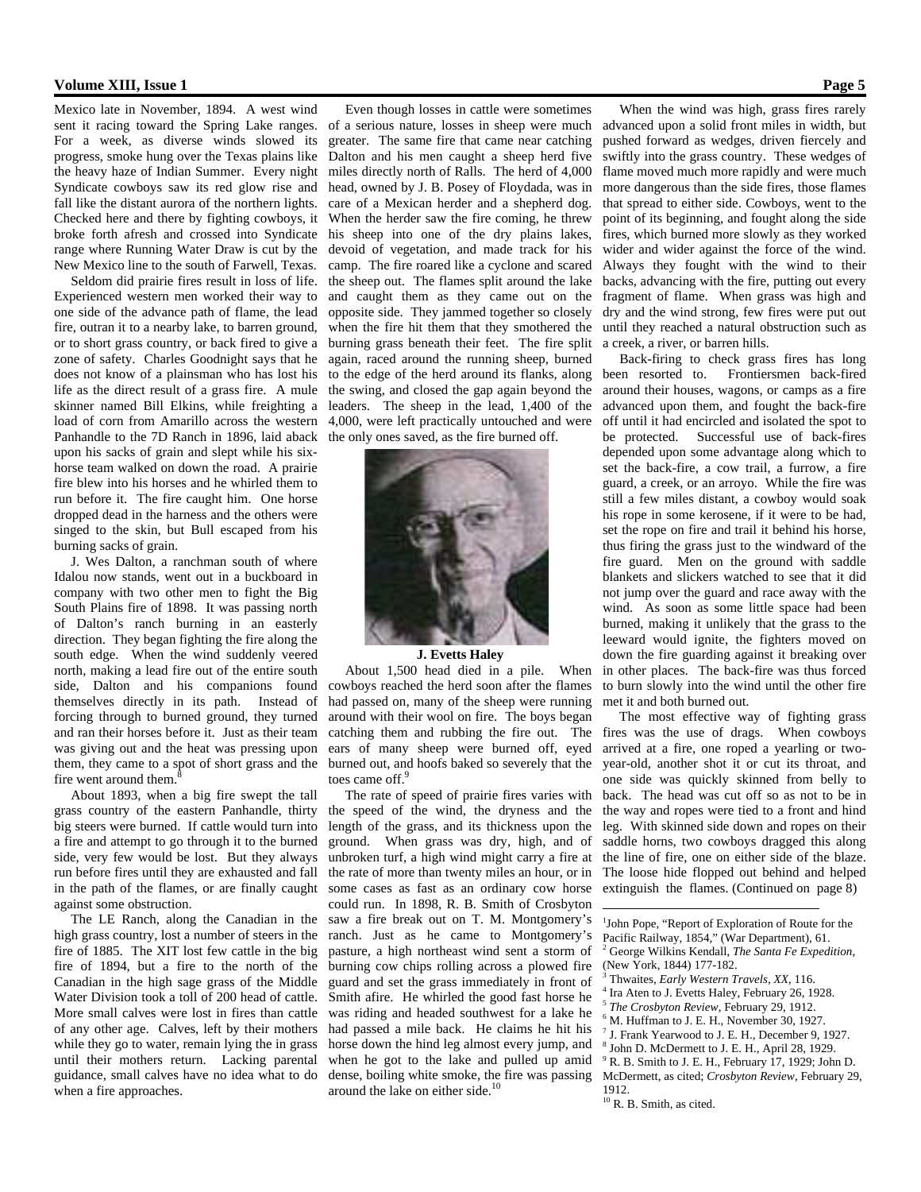Mexico late in November, 1894. A west wind sent it racing toward the Spring Lake ranges. For a week, as diverse winds slowed its progress, smoke hung over the Texas plains like the heavy haze of Indian Summer. Every night Syndicate cowboys saw its red glow rise and fall like the distant aurora of the northern lights. Checked here and there by fighting cowboys, it broke forth afresh and crossed into Syndicate range where Running Water Draw is cut by the New Mexico line to the south of Farwell, Texas.

Seldom did prairie fires result in loss of life. Experienced western men worked their way to one side of the advance path of flame, the lead fire, outran it to a nearby lake, to barren ground, or to short grass country, or back fired to give a zone of safety. Charles Goodnight says that he does not know of a plainsman who has lost his life as the direct result of a grass fire. A mule skinner named Bill Elkins, while freighting a load of corn from Amarillo across the western Panhandle to the 7D Ranch in 1896, laid aback upon his sacks of grain and slept while his six-horse team walked on down the road. A prairie fire blew into his horses and he whirled them to run before it. The fire caught him. One horse dropped dead in the harness and the others were singed to the skin, but Bull escaped from his burning sacks of grain.

J. Wes Dalton, a ranchman south of where Idalou now stands, went out in a buckboard in company with two other men to fight the Big South Plains fire of 1898. It was passing north of Dalton's ranch burning in an easterly direction. They began fighting the fire along the south edge. When the wind suddenly veered north, making a lead fire out of the entire south side, Dalton and his companions found themselves directly in its path. Instead of forcing through to burned ground, they turned and ran their horses before it. Just as their team was giving out and the heat was pressing upon them, they came to a spot of short grass and the fire went around them.[8]

About 1893, when a big fire swept the tall grass country of the eastern Panhandle, thirty big steers were burned. If cattle would turn into a fire and attempt to go through it to the burned side, very few would be lost. But they always run before fires until they are exhausted and fall in the path of the flames, or are finally caught against some obstruction.

The LE Ranch, along the Canadian in the high grass country, lost a number of steers in the fire of 1885. The XIT lost few cattle in the big fire of 1894, but a fire to the north of the Canadian in the high sage grass of the Middle Water Division took a toll of 200 head of cattle. More small calves were lost in fires than cattle of any other age. Calves, left by their mothers while they go to water, remain lying the in grass until their mothers return. Lacking parental guidance, small calves have no idea what to do when a fire approaches.

Even though losses in cattle were sometimes of a serious nature, losses in sheep were much greater. The same fire that came near catching Dalton and his men caught a sheep herd five miles directly north of Ralls. The herd of 4,000 head, owned by J. B. Posey of Floydada, was in care of a Mexican herder and a shepherd dog. When the herder saw the fire coming, he threw his sheep into one of the dry plains lakes, devoid of vegetation, and made track for his camp. The fire roared like a cyclone and scared the sheep out. The flames split around the lake and caught them as they came out on the opposite side. They jammed together so closely when the fire hit them that they smothered the burning grass beneath their feet. The fire split again, raced around the running sheep, burned to the edge of the herd around its flanks, along the swing, and closed the gap again beyond the leaders. The sheep in the lead, 1,400 of the 4,000, were left practically untouched and were the only ones saved, as the fire burned off.

**J. Evetts Haley**

About 1,500 head died in a pile. When cowboys reached the herd soon after the flames had passed on, many of the sheep were running around with their wool on fire. The boys began catching them and rubbing the fire out. The ears of many sheep were burned off, eyed burned out, and hoofs baked so severely that the toes came off.[9]

The rate of speed of prairie fires varies with the speed of the wind, the dryness and the length of the grass, and its thickness upon the ground. When grass was dry, high, and of unbroken turf, a high wind might carry a fire at the rate of more than twenty miles an hour, or in some cases as fast as an ordinary cow horse could run. In 1898, R. B. Smith of Crosbyton saw a fire break out on T. M. Montgomery's ranch. Just as he came to Montgomery's pasture, a high northeast wind sent a storm of burning cow chips rolling across a plowed fire guard and set the grass immediately in front of Smith afire. He whirled the good fast horse he was riding and headed southwest for a lake he had passed a mile back. He claims he hit his horse down the hind leg almost every jump, and when he got to the lake and pulled up amid dense, boiling white smoke, the fire was passing around the lake on either side.[10]

When the wind was high, grass fires rarely advanced upon a solid front miles in width, but pushed forward as wedges, driven fiercely and swiftly into the grass country. These wedges of flame moved much more rapidly and were much more dangerous than the side fires, those flames that spread to either side. Cowboys, went to the point of its beginning, and fought along the side fires, which burned more slowly as they worked wider and wider against the force of the wind. Always they fought with the wind to their backs, advancing with the fire, putting out every fragment of flame. When grass was high and dry and the wind strong, few fires were put out until they reached a natural obstruction such as a creek, a river, or barren hills.

Back-firing to check grass fires has long been resorted to. Frontiersmen back-fired around their houses, wagons, or camps as a fire advanced upon them, and fought the back-fire off until it had encircled and isolated the spot to be protected. Successful use of back-fires depended upon some advantage along which to set the back-fire, a cow trail, a furrow, a fire guard, a creek, or an arroyo. While the fire was still a few miles distant, a cowboy would soak his rope in some kerosene, if it were to be had, set the rope on fire and trail it behind his horse, thus firing the grass just to the windward of the fire guard. Men on the ground with saddle blankets and slickers watched to see that it did not jump over the guard and race away with the wind. As soon as some little space had been burned, making it unlikely that the grass to the leeward would ignite, the fighters moved on down the fire guarding against it breaking over in other places. The back-fire was thus forced to burn slowly into the wind until the other fire met it and both burned out.

The most effective way of fighting grass fires was the use of drags. When cowboys arrived at a fire, one roped a yearling or two-year-old, another shot it or cut its throat, and one side was quickly skinned from belly to back. The head was cut off so as not to be in the way and ropes were tied to a front and hind leg. With skinned side down and ropes on their saddle horns, two cowboys dragged this along the line of fire, one on either side of the blaze. The loose hide flopped out behind and helped extinguish the flames. (Continued on page 8)

---

[1] John Pope, "Report of Exploration of Route for the Pacific Railway, 1854," (War Department), 61.

[2] George Wilkins Kendall, *The Santa Fe Expedition*, (New York, 1844) 177-182.

[3] Thwaites, *Early Western Travels, XX*, 116.

[4] Ira Aten to J. Evetts Haley, February 26, 1928.

[5] *The Crosbyton Review*, February 29, 1912.

[6] M. Huffman to J. E. H., November 30, 1927.

[7] J. Frank Yearwood to J. E. H., December 9, 1927.

[8] John D. McDermett to J. E. H., April 28, 1929.

[9] R. B. Smith to J. E. H., February 17, 1929; John D. McDermett, as cited; *Crosbyton Review*, February 29, 1912.

[10] R. B. Smith, as cited.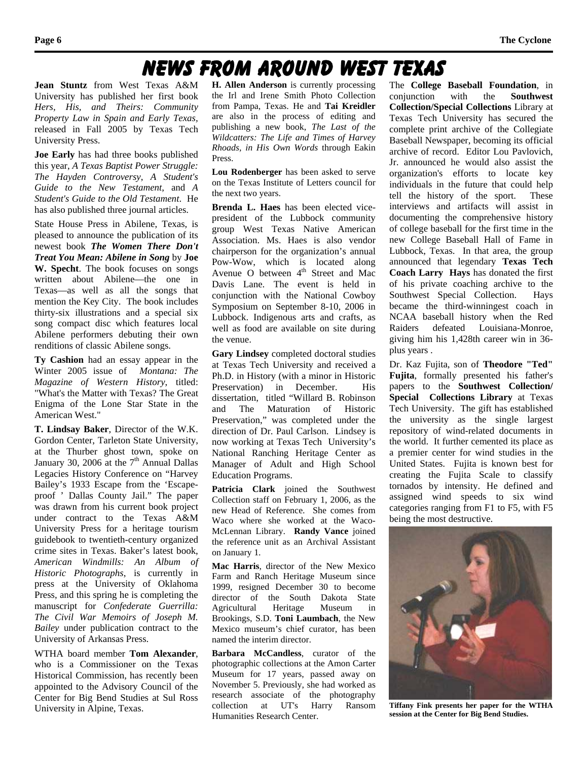# NEWS FROM AROUND WEST TEXAS

**Jean Stuntz** from West Texas A&M University has published her first book *Hers, His, and Theirs: Community Property Law in Spain and Early Texas*, released in Fall 2005 by Texas Tech University Press.

**Joe Early** has had three books published this year, *A Texas Baptist Power Struggle: The Hayden Controversy*, *A Student's Guide to the New Testament*, and *A Student's Guide to the Old Testament*. He has also published three journal articles.

State House Press in Abilene, Texas, is pleased to announce the publication of its newest book ***The Women There Don't Treat You Mean: Abilene in Song*** by **Joe W. Specht**. The book focuses on songs written about Abilene—the one in Texas—as well as all the songs that mention the Key City. The book includes thirty-six illustrations and a special six song compact disc which features local Abilene performers debuting their own renditions of classic Abilene songs.

**Ty Cashion** had an essay appear in the Winter 2005 issue of *Montana: The Magazine of Western History*, titled: "What's the Matter with Texas? The Great Enigma of the Lone Star State in the American West."

**T. Lindsay Baker**, Director of the W.K. Gordon Center, Tarleton State University, at the Thurber ghost town, spoke on January 30, 2006 at the 7th Annual Dallas Legacies History Conference on "Harvey Bailey's 1933 Escape from the 'Escape-proof ' Dallas County Jail." The paper was drawn from his current book project under contract to the Texas A&M University Press for a heritage tourism guidebook to twentieth-century organized crime sites in Texas. Baker's latest book, *American Windmills: An Album of Historic Photographs*, is currently in press at the University of Oklahoma Press, and this spring he is completing the manuscript for *Confederate Guerrilla: The Civil War Memoirs of Joseph M. Bailey* under publication contract to the University of Arkansas Press.

WTHA board member **Tom Alexander**, who is a Commissioner on the Texas Historical Commission, has recently been appointed to the Advisory Council of the Center for Big Bend Studies at Sul Ross University in Alpine, Texas.

**H. Allen Anderson** is currently processing the Irl and Irene Smith Photo Collection from Pampa, Texas. He and **Tai Kreidler** are also in the process of editing and publishing a new book, *The Last of the Wildcatters: The Life and Times of Harvey Rhoads, in His Own Words* through Eakin Press.

**Lou Rodenberger** has been asked to serve on the Texas Institute of Letters council for the next two years.

**Brenda L. Haes** has been elected vice-president of the Lubbock community group West Texas Native American Association. Ms. Haes is also vendor chairperson for the organization's annual Pow-Wow, which is located along Avenue O between 4th Street and Mac Davis Lane. The event is held in conjunction with the National Cowboy Symposium on September 8-10, 2006 in Lubbock. Indigenous arts and crafts, as well as food are available on site during the venue.

**Gary Lindsey** completed doctoral studies at Texas Tech University and received a Ph.D. in History (with a minor in Historic Preservation) in December. His dissertation, titled "Willard B. Robinson and The Maturation of Historic Preservation," was completed under the direction of Dr. Paul Carlson. Lindsey is now working at Texas Tech University's National Ranching Heritage Center as Manager of Adult and High School Education Programs.

**Patricia Clark** joined the Southwest Collection staff on February 1, 2006, as the new Head of Reference. She comes from Waco where she worked at the Waco-McLennan Library. **Randy Vance** joined the reference unit as an Archival Assistant on January 1.

**Mac Harris**, director of the New Mexico Farm and Ranch Heritage Museum since 1999, resigned December 30 to become director of the South Dakota State Agricultural Heritage Museum in Brookings, S.D. **Toni Laumbach**, the New Mexico museum's chief curator, has been named the interim director.

**Barbara McCandless**, curator of the photographic collections at the Amon Carter Museum for 17 years, passed away on November 5. Previously, she had worked as research associate of the photography collection at UT's Harry Ransom Humanities Research Center.

The **College Baseball Foundation**, in conjunction with the **Southwest Collection/Special Collections** Library at Texas Tech University has secured the complete print archive of the Collegiate Baseball Newspaper, becoming its official archive of record. Editor Lou Pavlovich, Jr. announced he would also assist the organization's efforts to locate key individuals in the future that could help tell the history of the sport. These interviews and artifacts will assist in documenting the comprehensive history of college baseball for the first time in the new College Baseball Hall of Fame in Lubbock, Texas. In that area, the group announced that legendary **Texas Tech Coach Larry Hays** has donated the first of his private coaching archive to the Southwest Special Collection. Hays became the third-winningest coach in NCAA baseball history when the Red Raiders defeated Louisiana-Monroe, giving him his 1,428th career win in 36-plus years .

Dr. Kaz Fujita, son of **Theodore "Ted" Fujita**, formally presented his father's papers to the **Southwest Collection/ Special Collections Library** at Texas Tech University. The gift has established the university as the single largest repository of wind-related documents in the world. It further cemented its place as a premier center for wind studies in the United States. Fujita is known best for creating the Fujita Scale to classify tornados by intensity. He defined and assigned wind speeds to six wind categories ranging from F1 to F5, with F5 being the most destructive.

**Tiffany Fink presents her paper for the WTHA session at the Center for Big Bend Studies.**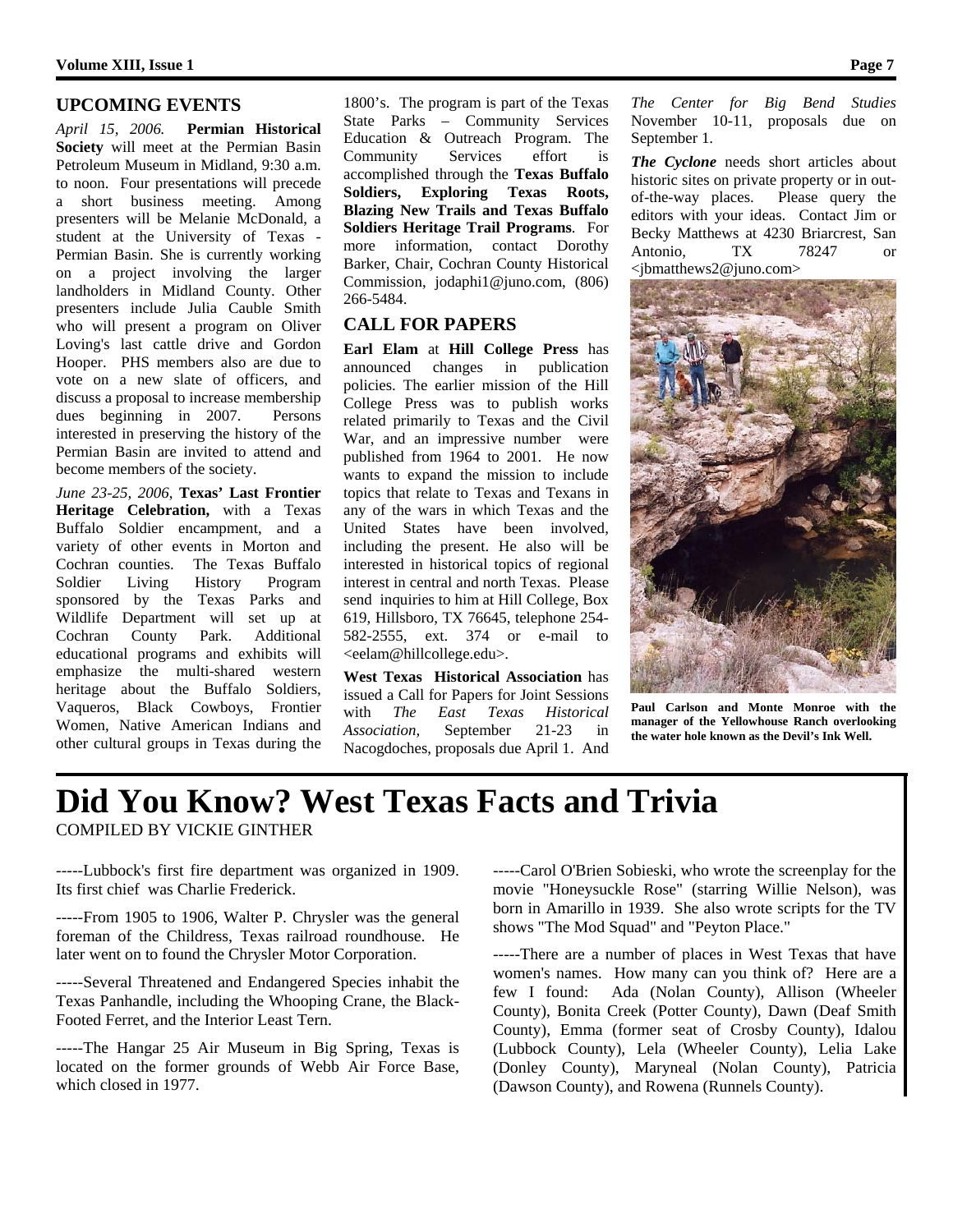## UPCOMING EVENTS

*April 15, 2006.* **Permian Historical Society** will meet at the Permian Basin Petroleum Museum in Midland, 9:30 a.m. to noon. Four presentations will precede a short business meeting. Among presenters will be Melanie McDonald, a student at the University of Texas - Permian Basin. She is currently working on a project involving the larger landholders in Midland County. Other presenters include Julia Cauble Smith who will present a program on Oliver Loving's last cattle drive and Gordon Hooper. PHS members also are due to vote on a new slate of officers, and discuss a proposal to increase membership dues beginning in 2007. Persons interested in preserving the history of the Permian Basin are invited to attend and become members of the society.

*June 23-25, 2006,* **Texas' Last Frontier Heritage Celebration,** with a Texas Buffalo Soldier encampment, and a variety of other events in Morton and Cochran counties. The Texas Buffalo Soldier Living History Program sponsored by the Texas Parks and Wildlife Department will set up at Cochran County Park. Additional educational programs and exhibits will emphasize the multi-shared western heritage about the Buffalo Soldiers, Vaqueros, Black Cowboys, Frontier Women, Native American Indians and other cultural groups in Texas during the 1800's. The program is part of the Texas State Parks – Community Services Education & Outreach Program. The Community Services effort is accomplished through the **Texas Buffalo Soldiers, Exploring Texas Roots, Blazing New Trails and Texas Buffalo Soldiers Heritage Trail Programs**. For more information, contact Dorothy Barker, Chair, Cochran County Historical Commission, jodaphi1@juno.com, (806) 266-5484.

## CALL FOR PAPERS

**Earl Elam** at **Hill College Press** has announced changes in publication policies. The earlier mission of the Hill College Press was to publish works related primarily to Texas and the Civil War, and an impressive number were published from 1964 to 2001. He now wants to expand the mission to include topics that relate to Texas and Texans in any of the wars in which Texas and the United States have been involved, including the present. He also will be interested in historical topics of regional interest in central and north Texas. Please send inquiries to him at Hill College, Box 619, Hillsboro, TX 76645, telephone 254-582-2555, ext. 374 or e-mail to <eelam@hillcollege.edu>.

**West Texas Historical Association** has issued a Call for Papers for Joint Sessions with *The East Texas Historical Association,* September 21-23 in Nacogdoches, proposals due April 1. And *The Center for Big Bend Studies* November 10-11, proposals due on September 1.

***The Cyclone*** needs short articles about historic sites on private property or in out-of-the-way places. Please query the editors with your ideas. Contact Jim or Becky Matthews at 4230 Briarcrest, San Antonio, TX 78247 or <jbmatthews2@juno.com>

**Paul Carlson and Monte Monroe with the manager of the Yellowhouse Ranch overlooking the water hole known as the Devil's Ink Well.**

# Did You Know? West Texas Facts and Trivia

COMPILED BY VICKIE GINTHER

-----Lubbock's first fire department was organized in 1909. Its first chief was Charlie Frederick.

-----From 1905 to 1906, Walter P. Chrysler was the general foreman of the Childress, Texas railroad roundhouse. He later went on to found the Chrysler Motor Corporation.

-----Several Threatened and Endangered Species inhabit the Texas Panhandle, including the Whooping Crane, the Black-Footed Ferret, and the Interior Least Tern.

-----The Hangar 25 Air Museum in Big Spring, Texas is located on the former grounds of Webb Air Force Base, which closed in 1977.

-----Carol O'Brien Sobieski, who wrote the screenplay for the movie "Honeysuckle Rose" (starring Willie Nelson), was born in Amarillo in 1939. She also wrote scripts for the TV shows "The Mod Squad" and "Peyton Place."

-----There are a number of places in West Texas that have women's names. How many can you think of? Here are a few I found: Ada (Nolan County), Allison (Wheeler County), Bonita Creek (Potter County), Dawn (Deaf Smith County), Emma (former seat of Crosby County), Idalou (Lubbock County), Lela (Wheeler County), Lelia Lake (Donley County), Maryneal (Nolan County), Patricia (Dawson County), and Rowena (Runnels County).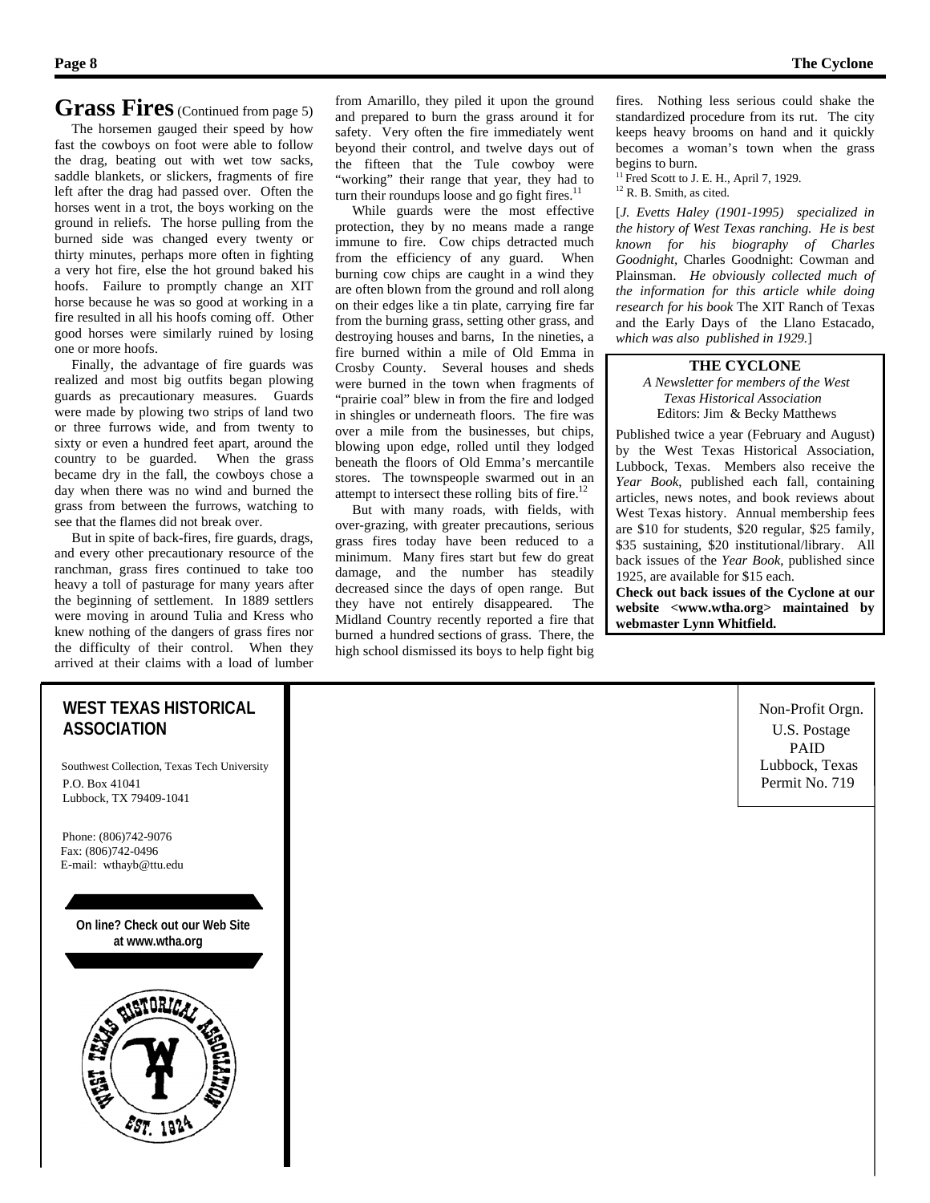## Grass Fires (Continued from page 5)

The horsemen gauged their speed by how fast the cowboys on foot were able to follow the drag, beating out with wet tow sacks, saddle blankets, or slickers, fragments of fire left after the drag had passed over. Often the horses went in a trot, the boys working on the ground in reliefs. The horse pulling from the burned side was changed every twenty or thirty minutes, perhaps more often in fighting a very hot fire, else the hot ground baked his hoofs. Failure to promptly change an XIT horse because he was so good at working in a fire resulted in all his hoofs coming off. Other good horses were similarly ruined by losing one or more hoofs.

Finally, the advantage of fire guards was realized and most big outfits began plowing guards as precautionary measures. Guards were made by plowing two strips of land two or three furrows wide, and from twenty to sixty or even a hundred feet apart, around the country to be guarded. When the grass became dry in the fall, the cowboys chose a day when there was no wind and burned the grass from between the furrows, watching to see that the flames did not break over.

But in spite of back-fires, fire guards, drags, and every other precautionary resource of the ranchman, grass fires continued to take too heavy a toll of pasturage for many years after the beginning of settlement. In 1889 settlers were moving in around Tulia and Kress who knew nothing of the dangers of grass fires nor the difficulty of their control. When they arrived at their claims with a load of lumber from Amarillo, they piled it upon the ground and prepared to burn the grass around it for safety. Very often the fire immediately went beyond their control, and twelve days out of the fifteen that the Tule cowboy were "working" their range that year, they had to turn their roundups loose and go fight fires.[11]

While guards were the most effective protection, they by no means made a range immune to fire. Cow chips detracted much from the efficiency of any guard. When burning cow chips are caught in a wind they are often blown from the ground and roll along on their edges like a tin plate, carrying fire far from the burning grass, setting other grass, and destroying houses and barns, In the nineties, a fire burned within a mile of Old Emma in Crosby County. Several houses and sheds were burned in the town when fragments of "prairie coal" blew in from the fire and lodged in shingles or underneath floors. The fire was over a mile from the businesses, but chips, blowing upon edge, rolled until they lodged beneath the floors of Old Emma's mercantile stores. The townspeople swarmed out in an attempt to intersect these rolling bits of fire.[12]

But with many roads, with fields, with over-grazing, with greater precautions, serious grass fires today have been reduced to a minimum. Many fires start but few do great damage, and the number has steadily decreased since the days of open range. But they have not entirely disappeared. The Midland Country recently reported a fire that burned a hundred sections of grass. There, the high school dismissed its boys to help fight big fires. Nothing less serious could shake the standardized procedure from its rut. The city keeps heavy brooms on hand and it quickly becomes a woman's town when the grass begins to burn.

[11] Fred Scott to J. E. H., April 7, 1929.
[12] R. B. Smith, as cited.

[*J. Evetts Haley (1901-1995) specialized in the history of West Texas ranching. He is best known for his biography of Charles Goodnight,* Charles Goodnight: Cowman and Plainsman. *He obviously collected much of the information for this article while doing research for his book* The XIT Ranch of Texas and the Early Days of the Llano Estacado, *which was also published in 1929.*]

**THE CYCLONE**

*A Newsletter for members of the West Texas Historical Association*

Editors: Jim & Becky Matthews

Published twice a year (February and August) by the West Texas Historical Association, Lubbock, Texas. Members also receive the *Year Book*, published each fall, containing articles, news notes, and book reviews about West Texas history. Annual membership fees are $10 for students, $20 regular, $25 family, $35 sustaining, $20 institutional/library. All back issues of the *Year Book*, published since 1925, are available for $15 each.

**Check out back issues of the Cyclone at our website <www.wtha.org> maintained by webmaster Lynn Whitfield.**

**WEST TEXAS HISTORICAL ASSOCIATION**

Southwest Collection, Texas Tech University
P.O. Box 41041
Lubbock, TX 79409-1041

Phone: (806)742-9076
Fax: (806)742-0496
E-mail: wthayb@ttu.edu

**On line? Check out our Web Site at www.wtha.org**

Non-Profit Orgn.
U.S. Postage
PAID
Lubbock, Texas
Permit No. 719